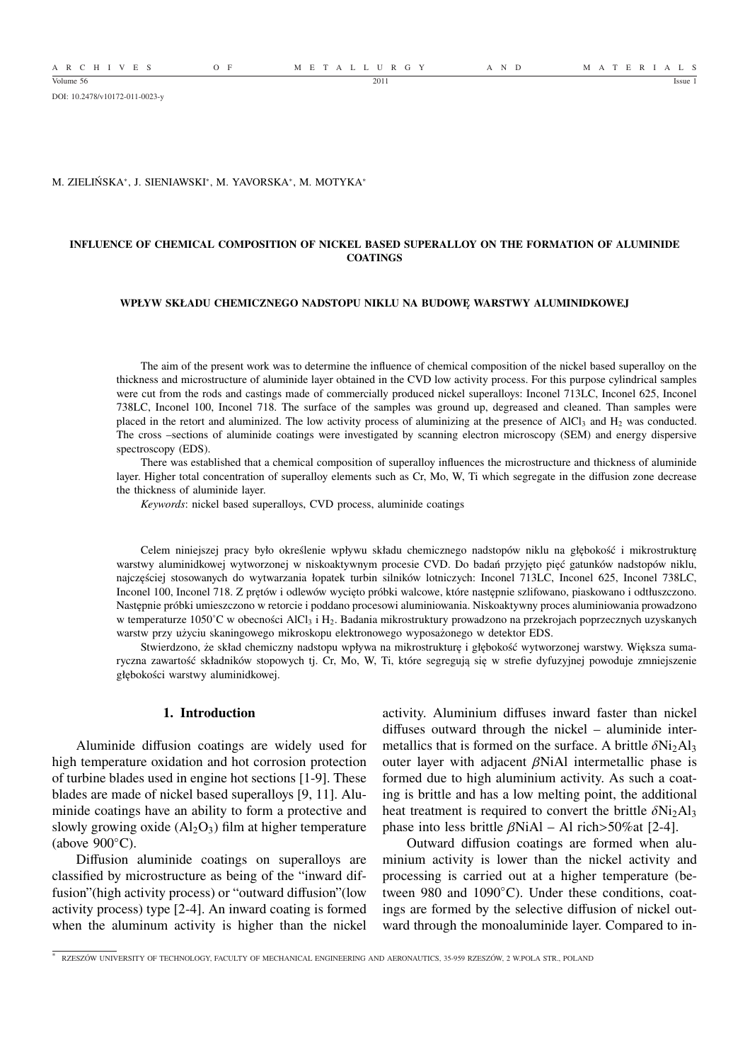M. ZIELIŃSKA[*], J. SIENIAWSKI[*], M. YAVORSKA[*], M. MOTYKA[*]

# INFLUENCE OF CHEMICAL COMPOSITION OF NICKEL BASED SUPERALLOY ON THE FORMATION OF ALUMINIDE COATINGS

## WPŁYW SKŁADU CHEMICZNEGO NADSTOPU NIKLU NA BUDOWĘ WARSTWY ALUMINIDKOWEJ

The aim of the present work was to determine the influence of chemical composition of the nickel based superalloy on the thickness and microstructure of aluminide layer obtained in the CVD low activity process. For this purpose cylindrical samples were cut from the rods and castings made of commercially produced nickel superalloys: Inconel 713LC, Inconel 625, Inconel 738LC, Inconel 100, Inconel 718. The surface of the samples was ground up, degreased and cleaned. Than samples were placed in the retort and aluminized. The low activity process of aluminizing at the presence of $AlCl_3$ and $H_2$ was conducted. The cross –sections of aluminide coatings were investigated by scanning electron microscopy (SEM) and energy dispersive spectroscopy (EDS).

There was established that a chemical composition of superalloy influences the microstructure and thickness of aluminide layer. Higher total concentration of superalloy elements such as Cr, Mo, W, Ti which segregate in the diffusion zone decrease the thickness of aluminide layer.

*Keywords*: nickel based superalloys, CVD process, aluminide coatings

Celem niniejszej pracy było określenie wpływu składu chemicznego nadstopów niklu na głębokość i mikrostrukturę warstwy aluminidkowej wytworzonej w niskoaktywnym procesie CVD. Do badań przyjęto pięć gatunków nadstopów niklu, najczęściej stosowanych do wytwarzania łopatek turbin silników lotniczych: Inconel 713LC, Inconel 625, Inconel 738LC, Inconel 100, Inconel 718. Z prętów i odlewów wycięto próbki walcowe, które następnie szlifowano, piaskowano i odtłuszczono. Następnie próbki umieszczono w retorcie i poddano procesowi aluminiowania. Niskoaktywny proces aluminiowania prowadzono w temperaturze 1050°C w obecności $AlCl_3$ i $H_2$. Badania mikrostruktury prowadzono na przekrojach poprzecznych uzyskanych warstw przy użyciu skaningowego mikroskopu elektronowego wyposażonego w detektor EDS.

Stwierdzono, że skład chemiczny nadstopu wpływa na mikrostrukturę i głębokość wytworzonej warstwy. Większa sumaryczna zawartość składników stopowych tj. Cr, Mo, W, Ti, które segregują się w strefie dyfuzyjnej powoduje zmniejszenie głębokości warstwy aluminidkowej.

## 1. Introduction

Aluminide diffusion coatings are widely used for high temperature oxidation and hot corrosion protection of turbine blades used in engine hot sections [1-9]. These blades are made of nickel based superalloys [9, 11]. Aluminide coatings have an ability to form a protective and slowly growing oxide ($Al_2O_3$) film at higher temperature (above 900°C).

Diffusion aluminide coatings on superalloys are classified by microstructure as being of the "inward diffusion"(high activity process) or "outward diffusion"(low activity process) type [2-4]. An inward coating is formed when the aluminum activity is higher than the nickel activity. Aluminium diffuses inward faster than nickel diffuses outward through the nickel – aluminide intermetallics that is formed on the surface. A brittle $\delta Ni_2Al_3$ outer layer with adjacent $\beta$NiAl intermetallic phase is formed due to high aluminium activity. As such a coating is brittle and has a low melting point, the additional heat treatment is required to convert the brittle $\delta Ni_2Al_3$ phase into less brittle $\beta$NiAl – Al rich>50%at [2-4].

Outward diffusion coatings are formed when aluminium activity is lower than the nickel activity and processing is carried out at a higher temperature (between 980 and 1090°C). Under these conditions, coatings are formed by the selective diffusion of nickel outward through the monoaluminide layer. Compared to in-

[*] RZESZÓW UNIVERSITY OF TECHNOLOGY, FACULTY OF MECHANICAL ENGINEERING AND AERONAUTICS, 35-959 RZESZÓW, 2 W.POLA STR., POLAND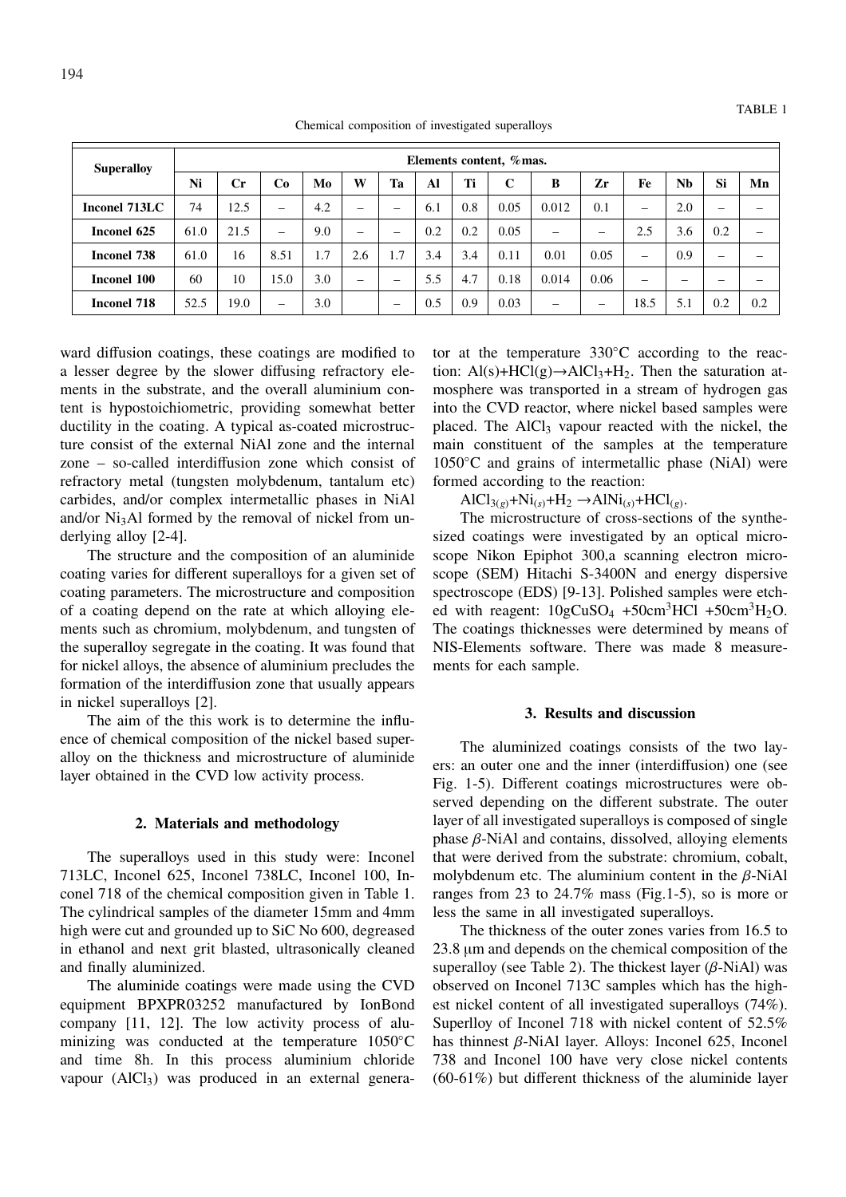TABLE 1

Chemical composition of investigated superalloys

| Superalloy | Elements content, %mas. | | | | | | | | | | | | | | |
|---|---|---|---|---|---|---|---|---|---|---|---|---|---|---|---|
| | Ni | Cr | Co | Mo | W | Ta | Al | Ti | C | B | Zr | Fe | Nb | Si | Mn |
| Inconel 713LC | 74 | 12.5 | – | 4.2 | – | – | 6.1 | 0.8 | 0.05 | 0.012 | 0.1 | – | 2.0 | – | – |
| Inconel 625 | 61.0 | 21.5 | – | 9.0 | – | – | 0.2 | 0.2 | 0.05 | – | – | 2.5 | 3.6 | 0.2 | – |
| Inconel 738 | 61.0 | 16 | 8.51 | 1.7 | 2.6 | 1.7 | 3.4 | 3.4 | 0.11 | 0.01 | 0.05 | – | 0.9 | – | – |
| Inconel 100 | 60 | 10 | 15.0 | 3.0 | – | – | 5.5 | 4.7 | 0.18 | 0.014 | 0.06 | – | – | – | – |
| Inconel 718 | 52.5 | 19.0 | – | 3.0 | | – | 0.5 | 0.9 | 0.03 | – | – | 18.5 | 5.1 | 0.2 | 0.2 |

ward diffusion coatings, these coatings are modified to a lesser degree by the slower diffusing refractory elements in the substrate, and the overall aluminium content is hypostoichiometric, providing somewhat better ductility in the coating. A typical as-coated microstructure consist of the external NiAl zone and the internal zone – so-called interdiffusion zone which consist of refractory metal (tungsten molybdenum, tantalum etc) carbides, and/or complex intermetallic phases in NiAl and/or $Ni_3Al$ formed by the removal of nickel from underlying alloy [2-4].

The structure and the composition of an aluminide coating varies for different superalloys for a given set of coating parameters. The microstructure and composition of a coating depend on the rate at which alloying elements such as chromium, molybdenum, and tungsten of the superalloy segregate in the coating. It was found that for nickel alloys, the absence of aluminium precludes the formation of the interdiffusion zone that usually appears in nickel superalloys [2].

The aim of the this work is to determine the influence of chemical composition of the nickel based superalloy on the thickness and microstructure of aluminide layer obtained in the CVD low activity process.

## 2. Materials and methodology

The superalloys used in this study were: Inconel 713LC, Inconel 625, Inconel 738LC, Inconel 100, Inconel 718 of the chemical composition given in Table 1. The cylindrical samples of the diameter 15mm and 4mm high were cut and grounded up to SiC No 600, degreased in ethanol and next grit blasted, ultrasonically cleaned and finally aluminized.

The aluminide coatings were made using the CVD equipment BPXPR03252 manufactured by IonBond company [11, 12]. The low activity process of aluminizing was conducted at the temperature 1050°C and time 8h. In this process aluminium chloride vapour ($AlCl_3$) was produced in an external generator at the temperature 330°C according to the reaction: $Al(s)+HCl(g)\rightarrow AlCl_3+H_2$. Then the saturation atmosphere was transported in a stream of hydrogen gas into the CVD reactor, where nickel based samples were placed. The $AlCl_3$ vapour reacted with the nickel, the main constituent of the samples at the temperature 1050°C and grains of intermetallic phase (NiAl) were formed according to the reaction:

$AlCl_{3(g)}+Ni_{(s)}+H_2 \rightarrow AlNi_{(s)}+HCl_{(g)}$.

The microstructure of cross-sections of the synthesized coatings were investigated by an optical microscope Nikon Epiphot 300,a scanning electron microscope (SEM) Hitachi S-3400N and energy dispersive spectroscope (EDS) [9-13]. Polished samples were etched with reagent: $10gCuSO_4$ $+50cm^3HCl$ $+50cm^3H_2O$. The coatings thicknesses were determined by means of NIS-Elements software. There was made 8 measurements for each sample.

## 3. Results and discussion

The aluminized coatings consists of the two layers: an outer one and the inner (interdiffusion) one (see Fig. 1-5). Different coatings microstructures were observed depending on the different substrate. The outer layer of all investigated superalloys is composed of single phase $\beta$-NiAl and contains, dissolved, alloying elements that were derived from the substrate: chromium, cobalt, molybdenum etc. The aluminium content in the $\beta$-NiAl ranges from 23 to 24.7% mass (Fig.1-5), so is more or less the same in all investigated superalloys.

The thickness of the outer zones varies from 16.5 to 23.8 μm and depends on the chemical composition of the superalloy (see Table 2). The thickest layer ($\beta$-NiAl) was observed on Inconel 713C samples which has the highest nickel content of all investigated superalloys (74%). Superlloy of Inconel 718 with nickel content of 52.5% has thinnest $\beta$-NiAl layer. Alloys: Inconel 625, Inconel 738 and Inconel 100 have very close nickel contents (60-61%) but different thickness of the aluminide layer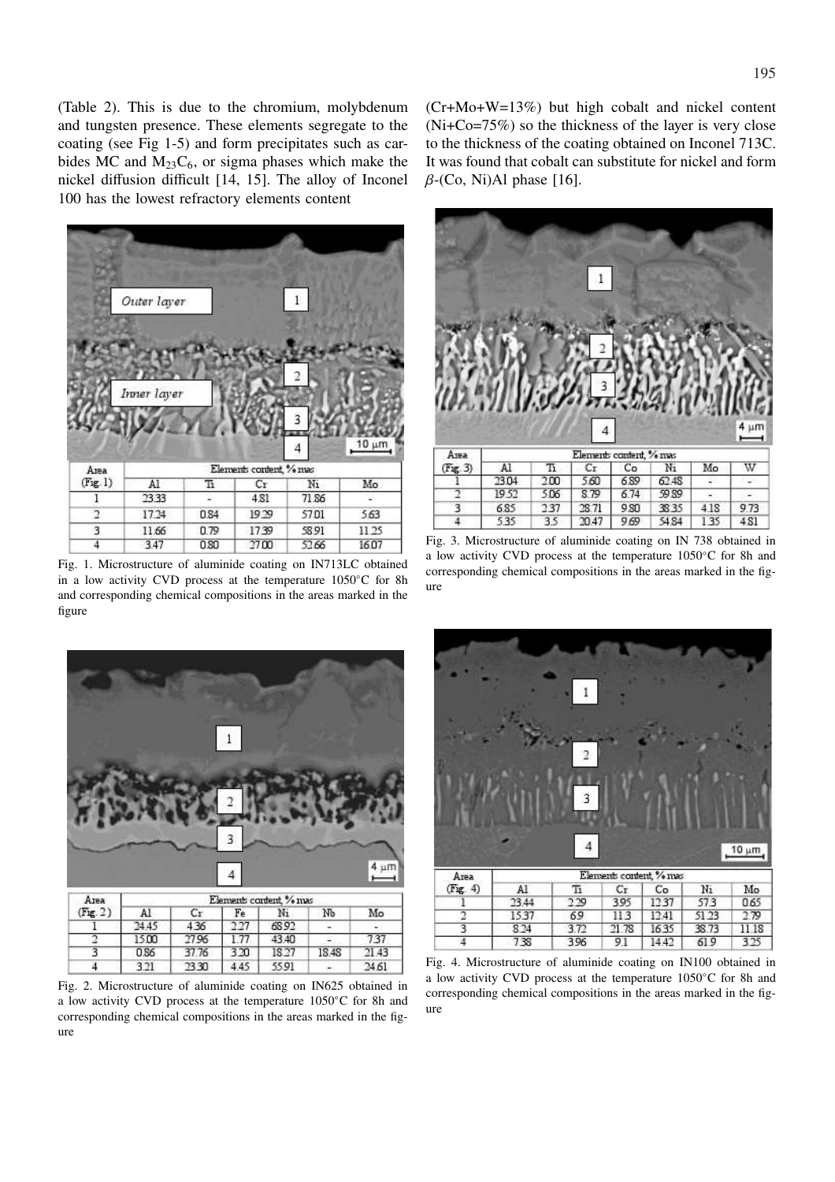(Table 2). This is due to the chromium, molybdenum and tungsten presence. These elements segregate to the coating (see Fig 1-5) and form precipitates such as carbides MC and $M_{23}C_6$, or sigma phases which make the nickel diffusion difficult [14, 15]. The alloy of Inconel 100 has the lowest refractory elements content (Cr+Mo+W=13%) but high cobalt and nickel content (Ni+Co=75%) so the thickness of the layer is very close to the thickness of the coating obtained on Inconel 713C. It was found that cobalt can substitute for nickel and form $\beta$-(Co, Ni)Al phase [16].

| Area (Fig. 1) | Elements content, % mas | | | | |
|---|---|---|---|---|---|
| | Al | Ti | Cr | Ni | Mo |
| 1 | 23.33 | - | 4.81 | 71.86 | - |
| 2 | 17.24 | 0.84 | 19.29 | 57.01 | 5.63 |
| 3 | 11.66 | 0.79 | 17.39 | 58.91 | 11.25 |
| 4 | 3.47 | 0.80 | 27.00 | 52.66 | 16.07 |

Fig. 1. Microstructure of aluminide coating on IN713LC obtained in a low activity CVD process at the temperature 1050°C for 8h and corresponding chemical compositions in the areas marked in the figure

| Area (Fig. 3) | Elements content, % mas | | | | | |
|---|---|---|---|---|---|---|
| | Al | Ti | Cr | Co | Ni | Mo | W |
| 1 | 23.04 | 2.00 | 5.60 | 6.89 | 62.48 | - | - |
| 2 | 19.52 | 5.06 | 8.79 | 6.74 | 59.89 | - | - |
| 3 | 6.85 | 2.37 | 28.71 | 9.80 | 38.35 | 4.18 | 9.73 |
| 4 | 5.35 | 3.5 | 20.47 | 9.69 | 54.84 | 1.35 | 4.81 |

Fig. 3. Microstructure of aluminide coating on IN 738 obtained in a low activity CVD process at the temperature 1050°C for 8h and corresponding chemical compositions in the areas marked in the figure

| Area (Fig. 2) | Elements content, % mas | | | | | |
|---|---|---|---|---|---|---|
| | Al | Cr | Fe | Ni | Nb | Mo |
| 1 | 24.45 | 4.36 | 2.27 | 68.92 | - | - |
| 2 | 15.00 | 27.96 | 1.77 | 43.40 | - | 7.37 |
| 3 | 0.86 | 37.76 | 3.20 | 18.27 | 18.48 | 21.43 |
| 4 | 3.21 | 23.30 | 4.45 | 55.91 | - | 24.61 |

Fig. 2. Microstructure of aluminide coating on IN625 obtained in a low activity CVD process at the temperature 1050°C for 8h and corresponding chemical compositions in the areas marked in the figure

| Area (Fig. 4) | Elements content, % mas | | | | | |
|---|---|---|---|---|---|---|
| | Al | Ti | Cr | Co | Ni | Mo |
| 1 | 23.44 | 2.29 | 3.95 | 12.37 | 57.3 | 0.65 |
| 2 | 15.37 | 6.9 | 11.3 | 12.41 | 51.23 | 2.79 |
| 3 | 8.24 | 3.72 | 21.78 | 16.35 | 38.73 | 11.18 |
| 4 | 7.38 | 3.96 | 9.1 | 14.42 | 61.9 | 3.25 |

Fig. 4. Microstructure of aluminide coating on IN100 obtained in a low activity CVD process at the temperature 1050°C for 8h and corresponding chemical compositions in the areas marked in the figure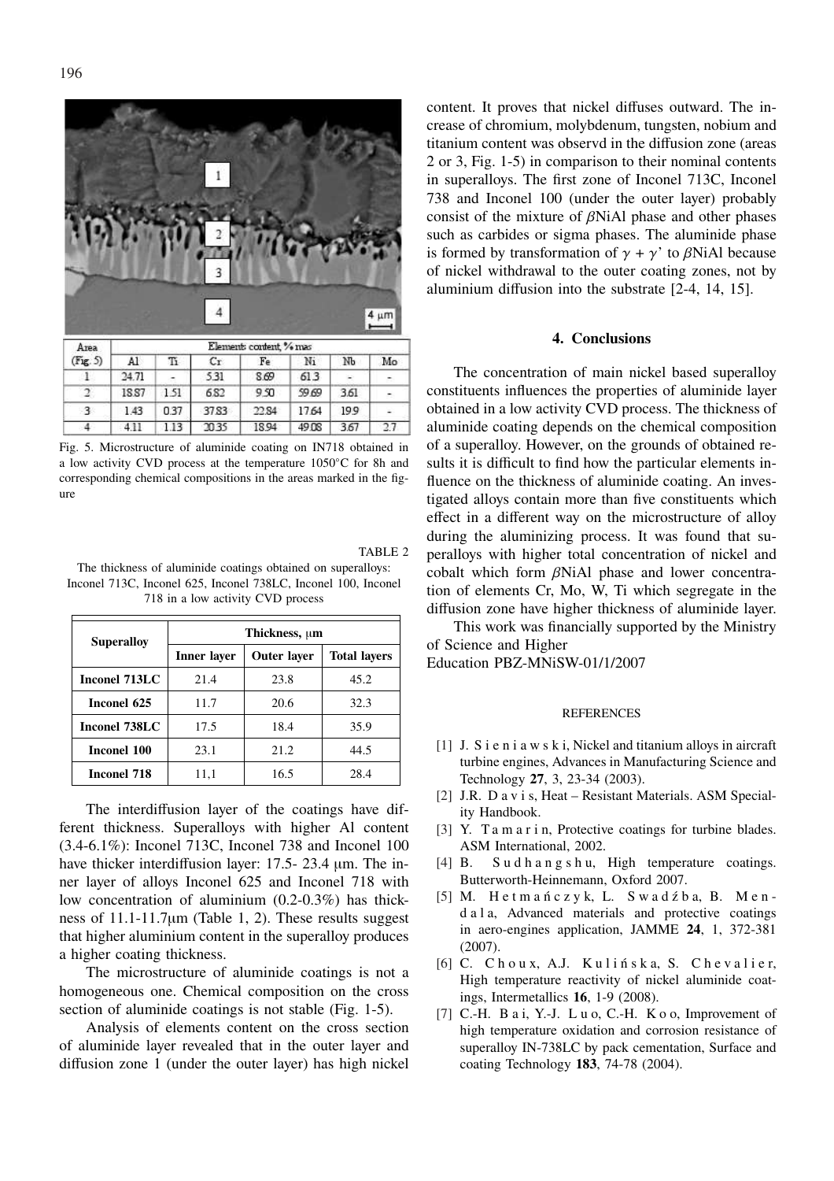| Area (Fig. 5) | Elements content, % mas | | | | | | |
|---|---|---|---|---|---|---|---|
| | Al | Ti | Cr | Fe | Ni | Nb | Mo |
| 1 | 24.71 | - | 5.31 | 8.69 | 61.3 | - | - |
| 2 | 18.87 | 1.51 | 6.82 | 9.50 | 59.69 | 3.61 | - |
| 3 | 1.43 | 0.37 | 37.83 | 22.84 | 17.64 | 19.9 | - |
| 4 | 4.11 | 1.13 | 20.35 | 18.94 | 49.08 | 3.67 | 2.7 |

Fig. 5. Microstructure of aluminide coating on IN718 obtained in a low activity CVD process at the temperature 1050°C for 8h and corresponding chemical compositions in the areas marked in the figure

TABLE 2

The thickness of aluminide coatings obtained on superalloys: Inconel 713C, Inconel 625, Inconel 738LC, Inconel 100, Inconel 718 in a low activity CVD process

| Superalloy | Thickness, μm | | |
|---|---|---|---|
| | Inner layer | Outer layer | Total layers |
| **Inconel 713LC** | 21.4 | 23.8 | 45.2 |
| **Inconel 625** | 11.7 | 20.6 | 32.3 |
| **Inconel 738LC** | 17.5 | 18.4 | 35.9 |
| **Inconel 100** | 23.1 | 21.2 | 44.5 |
| **Inconel 718** | 11,1 | 16.5 | 28.4 |

The interdiffusion layer of the coatings have different thickness. Superalloys with higher Al content (3.4-6.1%): Inconel 713C, Inconel 738 and Inconel 100 have thicker interdiffusion layer: 17.5- 23.4 μm. The inner layer of alloys Inconel 625 and Inconel 718 with low concentration of aluminium (0.2-0.3%) has thickness of 11.1-11.7μm (Table 1, 2). These results suggest that higher aluminium content in the superalloy produces a higher coating thickness.

The microstructure of aluminide coatings is not a homogeneous one. Chemical composition on the cross section of aluminide coatings is not stable (Fig. 1-5).

Analysis of elements content on the cross section of aluminide layer revealed that in the outer layer and diffusion zone 1 (under the outer layer) has high nickel content. It proves that nickel diffuses outward. The increase of chromium, molybdenum, tungsten, nobium and titanium content was observd in the diffusion zone (areas 2 or 3, Fig. 1-5) in comparison to their nominal contents in superalloys. The first zone of Inconel 713C, Inconel 738 and Inconel 100 (under the outer layer) probably consist of the mixture of $\beta$NiAl phase and other phases such as carbides or sigma phases. The aluminide phase is formed by transformation of $\gamma + \gamma'$ to $\beta$NiAl because of nickel withdrawal to the outer coating zones, not by aluminium diffusion into the substrate [2-4, 14, 15].

## 4. Conclusions

The concentration of main nickel based superalloy constituents influences the properties of aluminide layer obtained in a low activity CVD process. The thickness of aluminide coating depends on the chemical composition of a superalloy. However, on the grounds of obtained results it is difficult to find how the particular elements influence on the thickness of aluminide coating. An investigated alloys contain more than five constituents which effect in a different way on the microstructure of alloy during the aluminizing process. It was found that superalloys with higher total concentration of nickel and cobalt which form $\beta$NiAl phase and lower concentration of elements Cr, Mo, W, Ti which segregate in the diffusion zone have higher thickness of aluminide layer.

This work was financially supported by the Ministry of Science and Higher Education PBZ-MNiSW-01/1/2007

REFERENCES

[1] J. Sieniawski, Nickel and titanium alloys in aircraft turbine engines, Advances in Manufacturing Science and Technology **27**, 3, 23-34 (2003).

[2] J.R. Davis, Heat – Resistant Materials. ASM Speciality Handbook.

[3] Y. Tamarin, Protective coatings for turbine blades. ASM International, 2002.

[4] B. Sudhangshu, High temperature coatings. Butterworth-Heinnemann, Oxford 2007.

[5] M. Hetmańczyk, L. Swadźba, B. Mendala, Advanced materials and protective coatings in aero-engines application, JAMME **24**, 1, 372-381 (2007).

[6] C. Choux, A.J. Kulińska, S. Chevalier, High temperature reactivity of nickel aluminide coatings, Intermetallics **16**, 1-9 (2008).

[7] C.-H. Bai, Y.-J. Luo, C.-H. Koo, Improvement of high temperature oxidation and corrosion resistance of superalloy IN-738LC by pack cementation, Surface and coating Technology **183**, 74-78 (2004).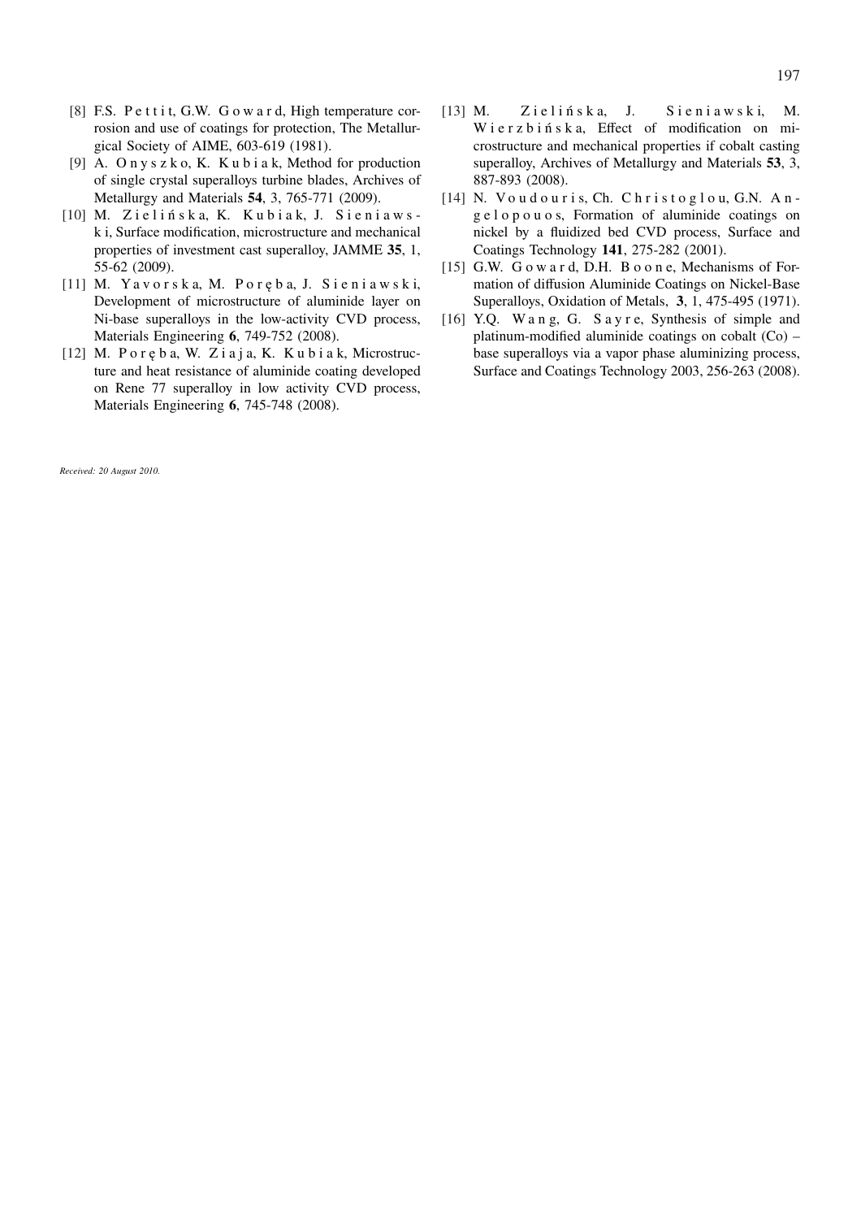[8] F.S. Pettit, G.W. Goward, High temperature corrosion and use of coatings for protection, The Metallurgical Society of AIME, 603-619 (1981).

[9] A. Onyszko, K. Kubiak, Method for production of single crystal superalloys turbine blades, Archives of Metallurgy and Materials **54**, 3, 765-771 (2009).

[10] M. Zielińska, K. Kubiak, J. Sieniawski, Surface modification, microstructure and mechanical properties of investment cast superalloy, JAMME **35**, 1, 55-62 (2009).

[11] M. Yavorska, M. Poręba, J. Sieniawski, Development of microstructure of aluminide layer on Ni-base superalloys in the low-activity CVD process, Materials Engineering **6**, 749-752 (2008).

[12] M. Poręba, W. Ziaja, K. Kubiak, Microstructure and heat resistance of aluminide coating developed on Rene 77 superalloy in low activity CVD process, Materials Engineering **6**, 745-748 (2008).

[13] M. Zielińska, J. Sieniawski, M. Wierzbińska, Effect of modification on microstructure and mechanical properties if cobalt casting superalloy, Archives of Metallurgy and Materials **53**, 3, 887-893 (2008).

[14] N. Voudouris, Ch. Christoglou, G.N. Angelopouos, Formation of aluminide coatings on nickel by a fluidized bed CVD process, Surface and Coatings Technology **141**, 275-282 (2001).

[15] G.W. Goward, D.H. Boone, Mechanisms of Formation of diffusion Aluminide Coatings on Nickel-Base Superalloys, Oxidation of Metals, **3**, 1, 475-495 (1971).

[16] Y.Q. Wang, G. Sayre, Synthesis of simple and platinum-modified aluminide coatings on cobalt (Co) – base superalloys via a vapor phase aluminizing process, Surface and Coatings Technology 2003, 256-263 (2008).

*Received: 20 August 2010.*